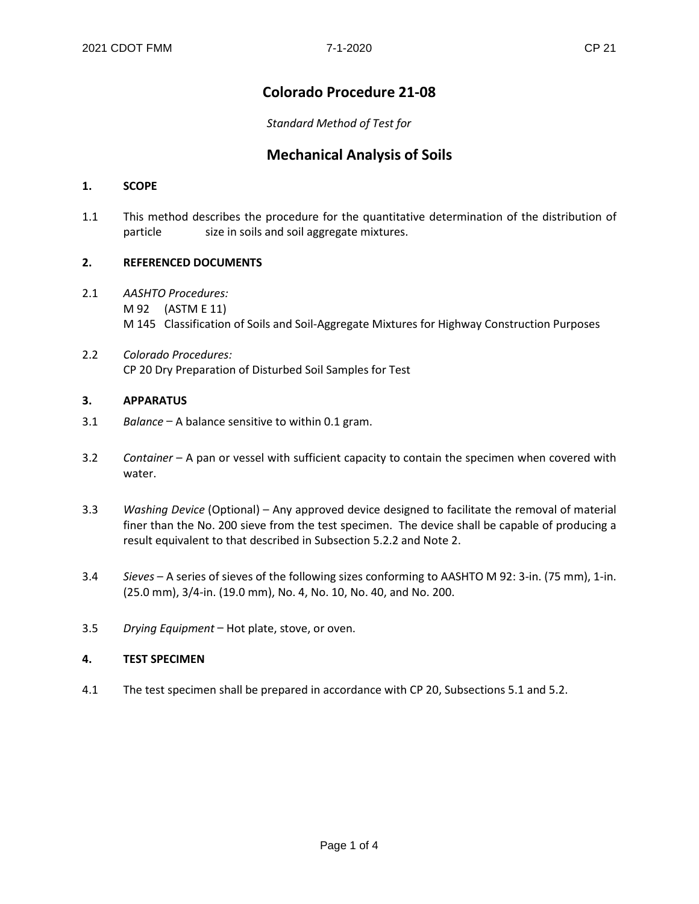# Colorado Procedure 21-08

*Standard Method of Test for*

# Mechanical Analysis of Soils

## 1. SCOPE

1.1 This method describes the procedure for the quantitative determination of the distribution of particle size in soils and soil aggregate mixtures.

## 2. REFERENCED DOCUMENTS

2.1 *AASHTO Procedures:*
M 92 (ASTM E 11)
M 145 Classification of Soils and Soil-Aggregate Mixtures for Highway Construction Purposes

2.2 *Colorado Procedures:*
CP 20 Dry Preparation of Disturbed Soil Samples for Test

## 3. APPARATUS

3.1 *Balance* – A balance sensitive to within 0.1 gram.

3.2 *Container* – A pan or vessel with sufficient capacity to contain the specimen when covered with water.

3.3 *Washing Device* (Optional) – Any approved device designed to facilitate the removal of material finer than the No. 200 sieve from the test specimen. The device shall be capable of producing a result equivalent to that described in Subsection 5.2.2 and Note 2.

3.4 *Sieves* – A series of sieves of the following sizes conforming to AASHTO M 92: 3-in. (75 mm), 1-in. (25.0 mm), 3/4-in. (19.0 mm), No. 4, No. 10, No. 40, and No. 200.

3.5 *Drying Equipment* – Hot plate, stove, or oven.

## 4. TEST SPECIMEN

4.1 The test specimen shall be prepared in accordance with CP 20, Subsections 5.1 and 5.2.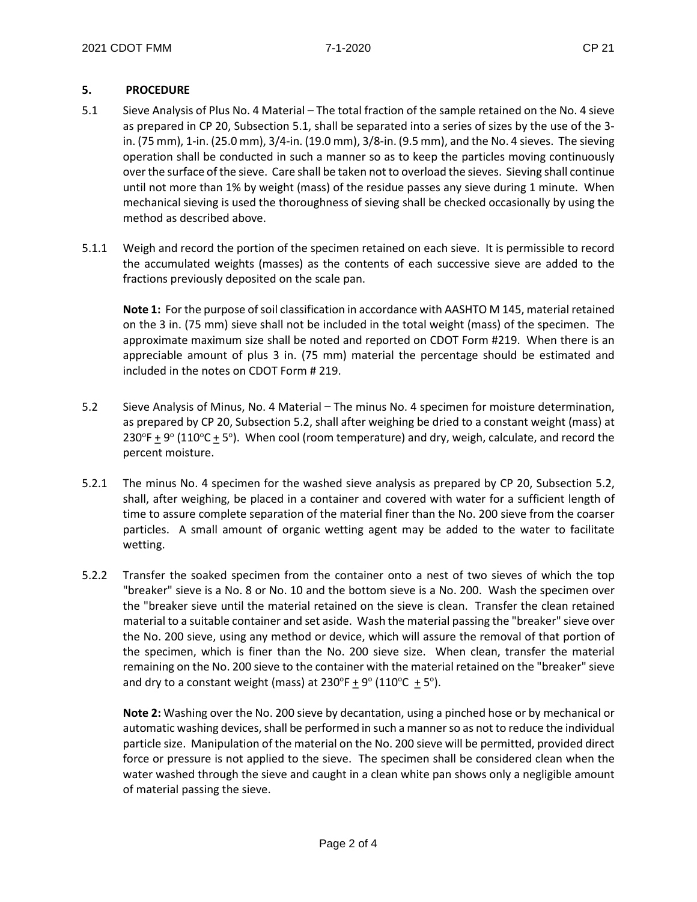## 5. PROCEDURE

5.1 Sieve Analysis of Plus No. 4 Material – The total fraction of the sample retained on the No. 4 sieve as prepared in CP 20, Subsection 5.1, shall be separated into a series of sizes by the use of the 3-in. (75 mm), 1-in. (25.0 mm), 3/4-in. (19.0 mm), 3/8-in. (9.5 mm), and the No. 4 sieves. The sieving operation shall be conducted in such a manner so as to keep the particles moving continuously over the surface of the sieve. Care shall be taken not to overload the sieves. Sieving shall continue until not more than 1% by weight (mass) of the residue passes any sieve during 1 minute. When mechanical sieving is used the thoroughness of sieving shall be checked occasionally by using the method as described above.

5.1.1 Weigh and record the portion of the specimen retained on each sieve. It is permissible to record the accumulated weights (masses) as the contents of each successive sieve are added to the fractions previously deposited on the scale pan.

**Note 1:** For the purpose of soil classification in accordance with AASHTO M 145, material retained on the 3 in. (75 mm) sieve shall not be included in the total weight (mass) of the specimen. The approximate maximum size shall be noted and reported on CDOT Form #219. When there is an appreciable amount of plus 3 in. (75 mm) material the percentage should be estimated and included in the notes on CDOT Form # 219.

5.2 Sieve Analysis of Minus, No. 4 Material – The minus No. 4 specimen for moisture determination, as prepared by CP 20, Subsection 5.2, shall after weighing be dried to a constant weight (mass) at 230°F ± 9° (110°C ± 5°). When cool (room temperature) and dry, weigh, calculate, and record the percent moisture.

5.2.1 The minus No. 4 specimen for the washed sieve analysis as prepared by CP 20, Subsection 5.2, shall, after weighing, be placed in a container and covered with water for a sufficient length of time to assure complete separation of the material finer than the No. 200 sieve from the coarser particles. A small amount of organic wetting agent may be added to the water to facilitate wetting.

5.2.2 Transfer the soaked specimen from the container onto a nest of two sieves of which the top "breaker" sieve is a No. 8 or No. 10 and the bottom sieve is a No. 200. Wash the specimen over the "breaker sieve until the material retained on the sieve is clean. Transfer the clean retained material to a suitable container and set aside. Wash the material passing the "breaker" sieve over the No. 200 sieve, using any method or device, which will assure the removal of that portion of the specimen, which is finer than the No. 200 sieve size. When clean, transfer the material remaining on the No. 200 sieve to the container with the material retained on the "breaker" sieve and dry to a constant weight (mass) at 230°F ± 9° (110°C ± 5°).

**Note 2:** Washing over the No. 200 sieve by decantation, using a pinched hose or by mechanical or automatic washing devices, shall be performed in such a manner so as not to reduce the individual particle size. Manipulation of the material on the No. 200 sieve will be permitted, provided direct force or pressure is not applied to the sieve. The specimen shall be considered clean when the water washed through the sieve and caught in a clean white pan shows only a negligible amount of material passing the sieve.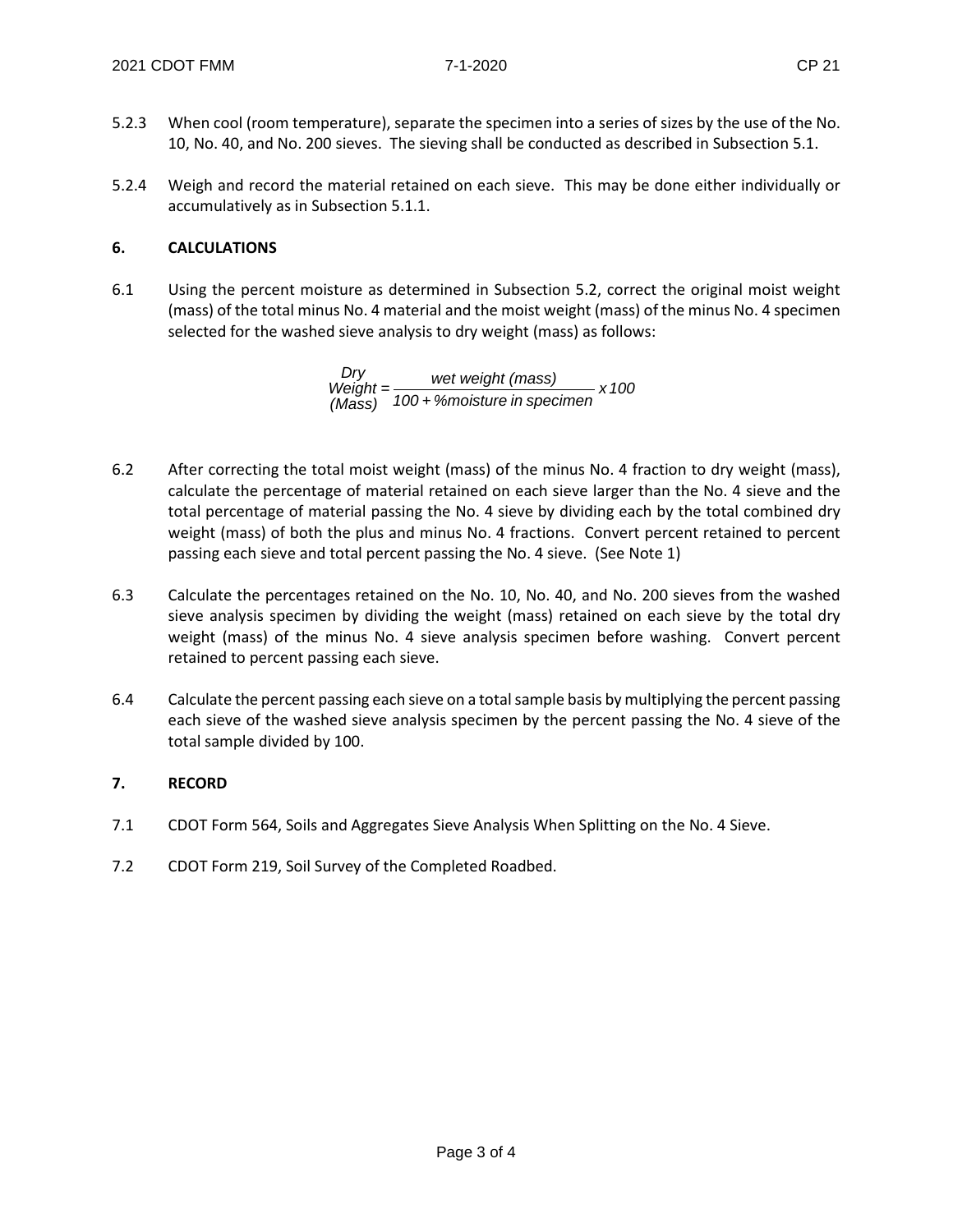5.2.3 When cool (room temperature), separate the specimen into a series of sizes by the use of the No. 10, No. 40, and No. 200 sieves. The sieving shall be conducted as described in Subsection 5.1.

5.2.4 Weigh and record the material retained on each sieve. This may be done either individually or accumulatively as in Subsection 5.1.1.

## 6. CALCULATIONS

6.1 Using the percent moisture as determined in Subsection 5.2, correct the original moist weight (mass) of the total minus No. 4 material and the moist weight (mass) of the minus No. 4 specimen selected for the washed sieve analysis to dry weight (mass) as follows:

$$\text{Dry Weight (Mass)} = \frac{\text{wet weight (mass)}}{100 + \%\text{moisture in specimen}} \times 100$$

6.2 After correcting the total moist weight (mass) of the minus No. 4 fraction to dry weight (mass), calculate the percentage of material retained on each sieve larger than the No. 4 sieve and the total percentage of material passing the No. 4 sieve by dividing each by the total combined dry weight (mass) of both the plus and minus No. 4 fractions. Convert percent retained to percent passing each sieve and total percent passing the No. 4 sieve. (See Note 1)

6.3 Calculate the percentages retained on the No. 10, No. 40, and No. 200 sieves from the washed sieve analysis specimen by dividing the weight (mass) retained on each sieve by the total dry weight (mass) of the minus No. 4 sieve analysis specimen before washing. Convert percent retained to percent passing each sieve.

6.4 Calculate the percent passing each sieve on a total sample basis by multiplying the percent passing each sieve of the washed sieve analysis specimen by the percent passing the No. 4 sieve of the total sample divided by 100.

## 7. RECORD

7.1 CDOT Form 564, Soils and Aggregates Sieve Analysis When Splitting on the No. 4 Sieve.

7.2 CDOT Form 219, Soil Survey of the Completed Roadbed.